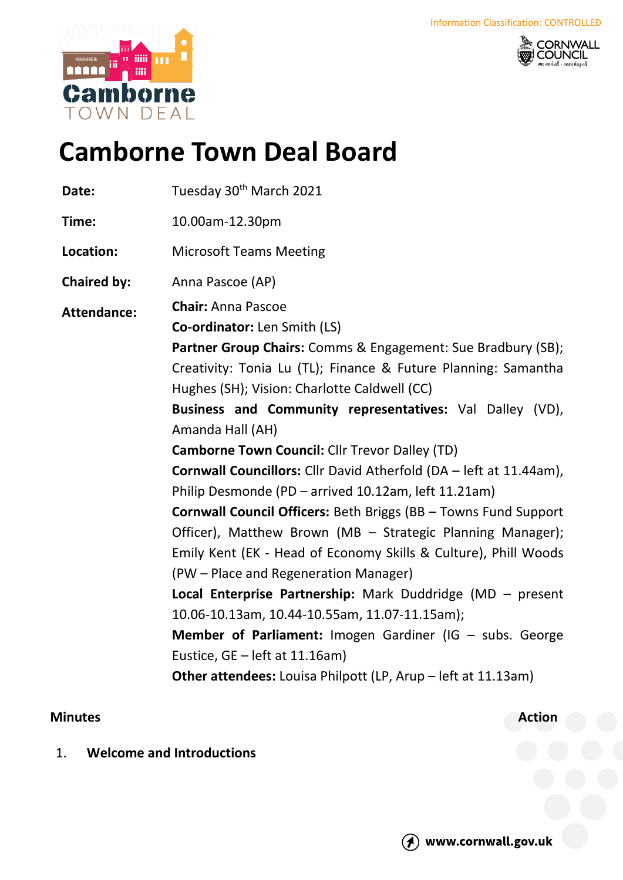Information Classification: CONTROLLED

# Camborne Town Deal Board

| | |
|---|---|
| **Date:** | Tuesday 30th March 2021 |
| **Time:** | 10.00am-12.30pm |
| **Location:** | Microsoft Teams Meeting |
| **Chaired by:** | Anna Pascoe (AP) |
| **Attendance:** | **Chair:** Anna Pascoe<br>**Co-ordinator:** Len Smith (LS)<br>**Partner Group Chairs:** Comms & Engagement: Sue Bradbury (SB); Creativity: Tonia Lu (TL); Finance & Future Planning: Samantha Hughes (SH); Vision: Charlotte Caldwell (CC)<br>**Business and Community representatives:** Val Dalley (VD), Amanda Hall (AH)<br>**Camborne Town Council:** Cllr Trevor Dalley (TD)<br>**Cornwall Councillors:** Cllr David Atherfold (DA – left at 11.44am), Philip Desmonde (PD – arrived 10.12am, left 11.21am)<br>**Cornwall Council Officers:** Beth Briggs (BB – Towns Fund Support Officer), Matthew Brown (MB – Strategic Planning Manager); Emily Kent (EK - Head of Economy Skills & Culture), Phill Woods (PW – Place and Regeneration Manager)<br>**Local Enterprise Partnership:** Mark Duddridge (MD – present 10.06-10.13am, 10.44-10.55am, 11.07-11.15am);<br>**Member of Parliament:** Imogen Gardiner (IG – subs. George Eustice, GE – left at 11.16am)<br>**Other attendees:** Louisa Philpott (LP, Arup – left at 11.13am) |

**Minutes** **Action**

1. **Welcome and Introductions**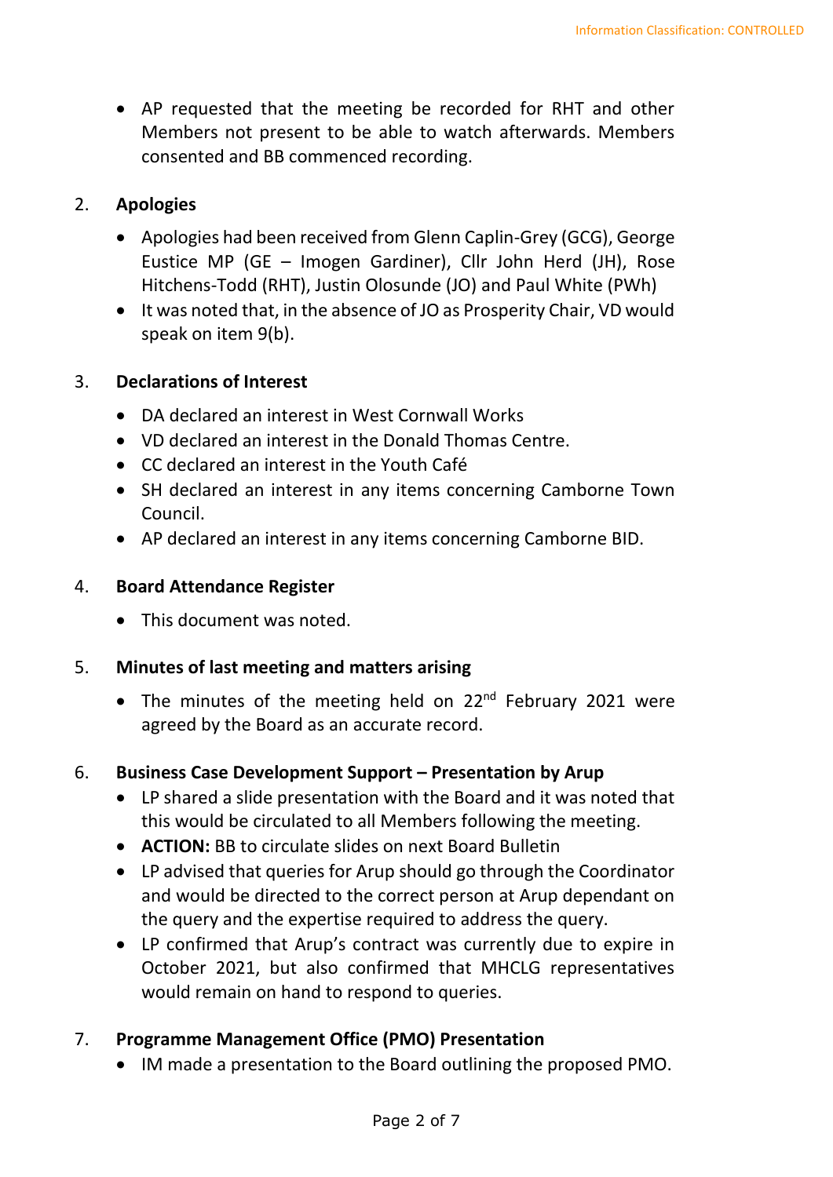- AP requested that the meeting be recorded for RHT and other Members not present to be able to watch afterwards. Members consented and BB commenced recording.

2. **Apologies**

   - Apologies had been received from Glenn Caplin-Grey (GCG), George Eustice MP (GE – Imogen Gardiner), Cllr John Herd (JH), Rose Hitchens-Todd (RHT), Justin Olosunde (JO) and Paul White (PWh)
   - It was noted that, in the absence of JO as Prosperity Chair, VD would speak on item 9(b).

3. **Declarations of Interest**

   - DA declared an interest in West Cornwall Works
   - VD declared an interest in the Donald Thomas Centre.
   - CC declared an interest in the Youth Café
   - SH declared an interest in any items concerning Camborne Town Council.
   - AP declared an interest in any items concerning Camborne BID.

4. **Board Attendance Register**

   - This document was noted.

5. **Minutes of last meeting and matters arising**

   - The minutes of the meeting held on 22nd February 2021 were agreed by the Board as an accurate record.

6. **Business Case Development Support – Presentation by Arup**

   - LP shared a slide presentation with the Board and it was noted that this would be circulated to all Members following the meeting.
   - **ACTION:** BB to circulate slides on next Board Bulletin
   - LP advised that queries for Arup should go through the Coordinator and would be directed to the correct person at Arup dependant on the query and the expertise required to address the query.
   - LP confirmed that Arup's contract was currently due to expire in October 2021, but also confirmed that MHCLG representatives would remain on hand to respond to queries.

7. **Programme Management Office (PMO) Presentation**

   - IM made a presentation to the Board outlining the proposed PMO.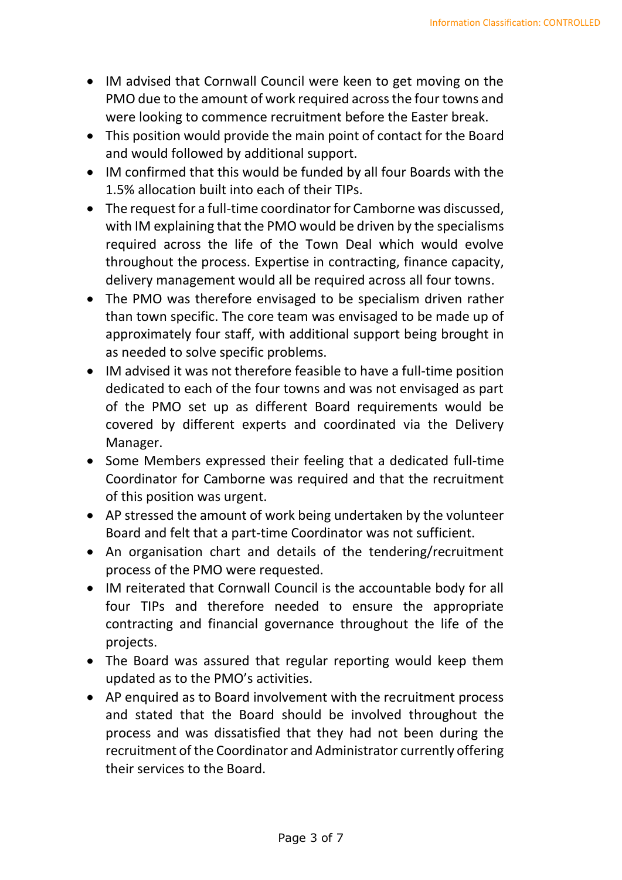- IM advised that Cornwall Council were keen to get moving on the PMO due to the amount of work required across the four towns and were looking to commence recruitment before the Easter break.
- This position would provide the main point of contact for the Board and would followed by additional support.
- IM confirmed that this would be funded by all four Boards with the 1.5% allocation built into each of their TIPs.
- The request for a full-time coordinator for Camborne was discussed, with IM explaining that the PMO would be driven by the specialisms required across the life of the Town Deal which would evolve throughout the process. Expertise in contracting, finance capacity, delivery management would all be required across all four towns.
- The PMO was therefore envisaged to be specialism driven rather than town specific. The core team was envisaged to be made up of approximately four staff, with additional support being brought in as needed to solve specific problems.
- IM advised it was not therefore feasible to have a full-time position dedicated to each of the four towns and was not envisaged as part of the PMO set up as different Board requirements would be covered by different experts and coordinated via the Delivery Manager.
- Some Members expressed their feeling that a dedicated full-time Coordinator for Camborne was required and that the recruitment of this position was urgent.
- AP stressed the amount of work being undertaken by the volunteer Board and felt that a part-time Coordinator was not sufficient.
- An organisation chart and details of the tendering/recruitment process of the PMO were requested.
- IM reiterated that Cornwall Council is the accountable body for all four TIPs and therefore needed to ensure the appropriate contracting and financial governance throughout the life of the projects.
- The Board was assured that regular reporting would keep them updated as to the PMO's activities.
- AP enquired as to Board involvement with the recruitment process and stated that the Board should be involved throughout the process and was dissatisfied that they had not been during the recruitment of the Coordinator and Administrator currently offering their services to the Board.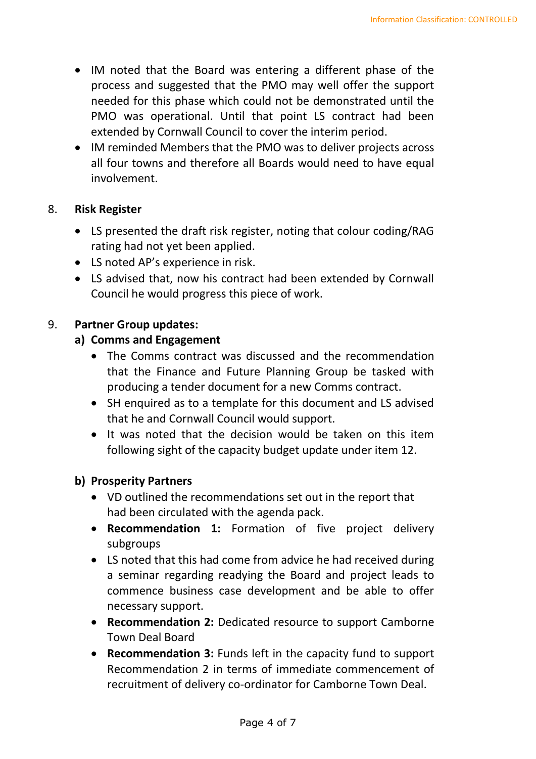- IM noted that the Board was entering a different phase of the process and suggested that the PMO may well offer the support needed for this phase which could not be demonstrated until the PMO was operational. Until that point LS contract had been extended by Cornwall Council to cover the interim period.
- IM reminded Members that the PMO was to deliver projects across all four towns and therefore all Boards would need to have equal involvement.

8. **Risk Register**

- LS presented the draft risk register, noting that colour coding/RAG rating had not yet been applied.
- LS noted AP's experience in risk.
- LS advised that, now his contract had been extended by Cornwall Council he would progress this piece of work.

9. **Partner Group updates:**

**a) Comms and Engagement**

- The Comms contract was discussed and the recommendation that the Finance and Future Planning Group be tasked with producing a tender document for a new Comms contract.
- SH enquired as to a template for this document and LS advised that he and Cornwall Council would support.
- It was noted that the decision would be taken on this item following sight of the capacity budget update under item 12.

**b) Prosperity Partners**

- VD outlined the recommendations set out in the report that had been circulated with the agenda pack.
- **Recommendation 1:** Formation of five project delivery subgroups
- LS noted that this had come from advice he had received during a seminar regarding readying the Board and project leads to commence business case development and be able to offer necessary support.
- **Recommendation 2:** Dedicated resource to support Camborne Town Deal Board
- **Recommendation 3:** Funds left in the capacity fund to support Recommendation 2 in terms of immediate commencement of recruitment of delivery co-ordinator for Camborne Town Deal.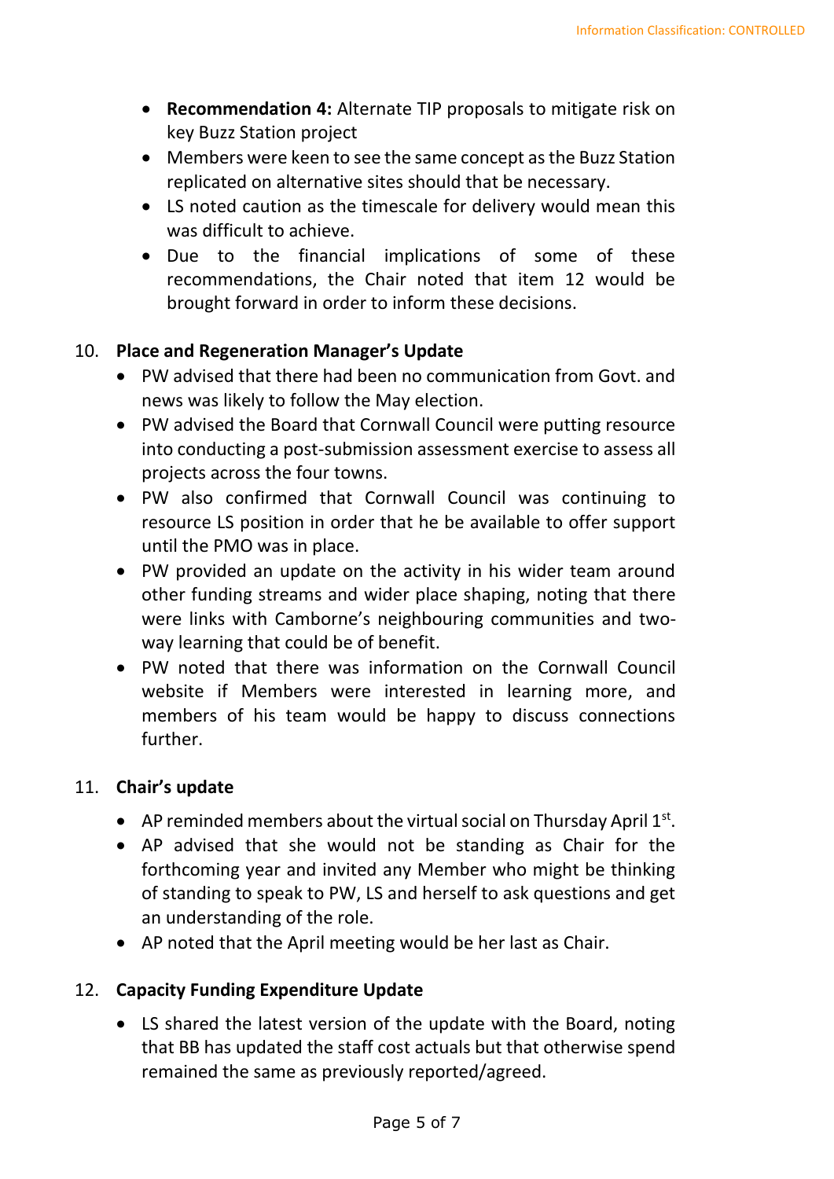- **Recommendation 4:** Alternate TIP proposals to mitigate risk on key Buzz Station project
- Members were keen to see the same concept as the Buzz Station replicated on alternative sites should that be necessary.
- LS noted caution as the timescale for delivery would mean this was difficult to achieve.
- Due to the financial implications of some of these recommendations, the Chair noted that item 12 would be brought forward in order to inform these decisions.

10. **Place and Regeneration Manager's Update**
    - PW advised that there had been no communication from Govt. and news was likely to follow the May election.
    - PW advised the Board that Cornwall Council were putting resource into conducting a post-submission assessment exercise to assess all projects across the four towns.
    - PW also confirmed that Cornwall Council was continuing to resource LS position in order that he be available to offer support until the PMO was in place.
    - PW provided an update on the activity in his wider team around other funding streams and wider place shaping, noting that there were links with Camborne's neighbouring communities and two-way learning that could be of benefit.
    - PW noted that there was information on the Cornwall Council website if Members were interested in learning more, and members of his team would be happy to discuss connections further.

11. **Chair's update**
    - AP reminded members about the virtual social on Thursday April 1st.
    - AP advised that she would not be standing as Chair for the forthcoming year and invited any Member who might be thinking of standing to speak to PW, LS and herself to ask questions and get an understanding of the role.
    - AP noted that the April meeting would be her last as Chair.

12. **Capacity Funding Expenditure Update**
    - LS shared the latest version of the update with the Board, noting that BB has updated the staff cost actuals but that otherwise spend remained the same as previously reported/agreed.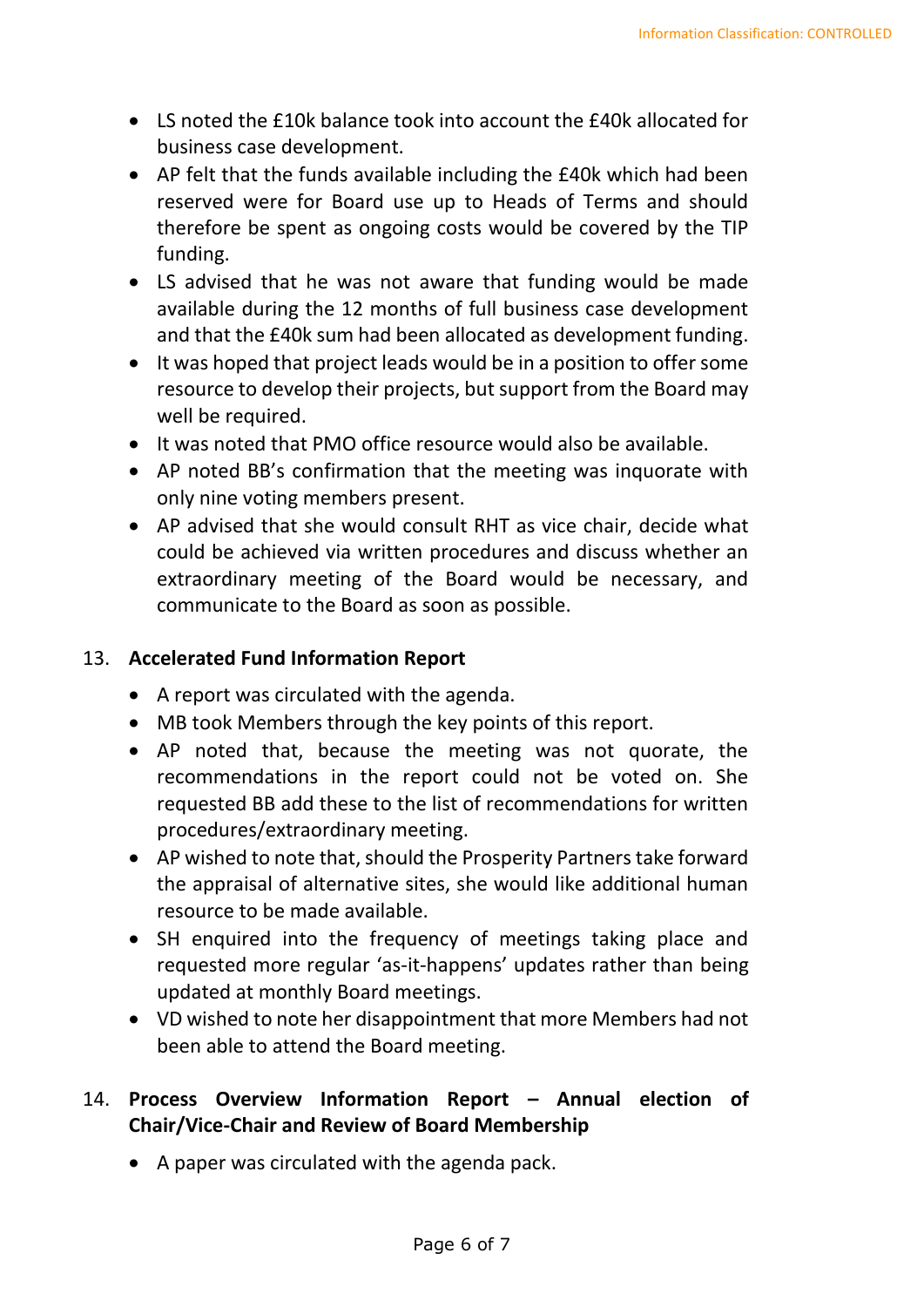- LS noted the £10k balance took into account the £40k allocated for business case development.
- AP felt that the funds available including the £40k which had been reserved were for Board use up to Heads of Terms and should therefore be spent as ongoing costs would be covered by the TIP funding.
- LS advised that he was not aware that funding would be made available during the 12 months of full business case development and that the £40k sum had been allocated as development funding.
- It was hoped that project leads would be in a position to offer some resource to develop their projects, but support from the Board may well be required.
- It was noted that PMO office resource would also be available.
- AP noted BB's confirmation that the meeting was inquorate with only nine voting members present.
- AP advised that she would consult RHT as vice chair, decide what could be achieved via written procedures and discuss whether an extraordinary meeting of the Board would be necessary, and communicate to the Board as soon as possible.

13. **Accelerated Fund Information Report**

- A report was circulated with the agenda.
- MB took Members through the key points of this report.
- AP noted that, because the meeting was not quorate, the recommendations in the report could not be voted on. She requested BB add these to the list of recommendations for written procedures/extraordinary meeting.
- AP wished to note that, should the Prosperity Partners take forward the appraisal of alternative sites, she would like additional human resource to be made available.
- SH enquired into the frequency of meetings taking place and requested more regular 'as-it-happens' updates rather than being updated at monthly Board meetings.
- VD wished to note her disappointment that more Members had not been able to attend the Board meeting.

14. **Process Overview Information Report – Annual election of Chair/Vice-Chair and Review of Board Membership**

- A paper was circulated with the agenda pack.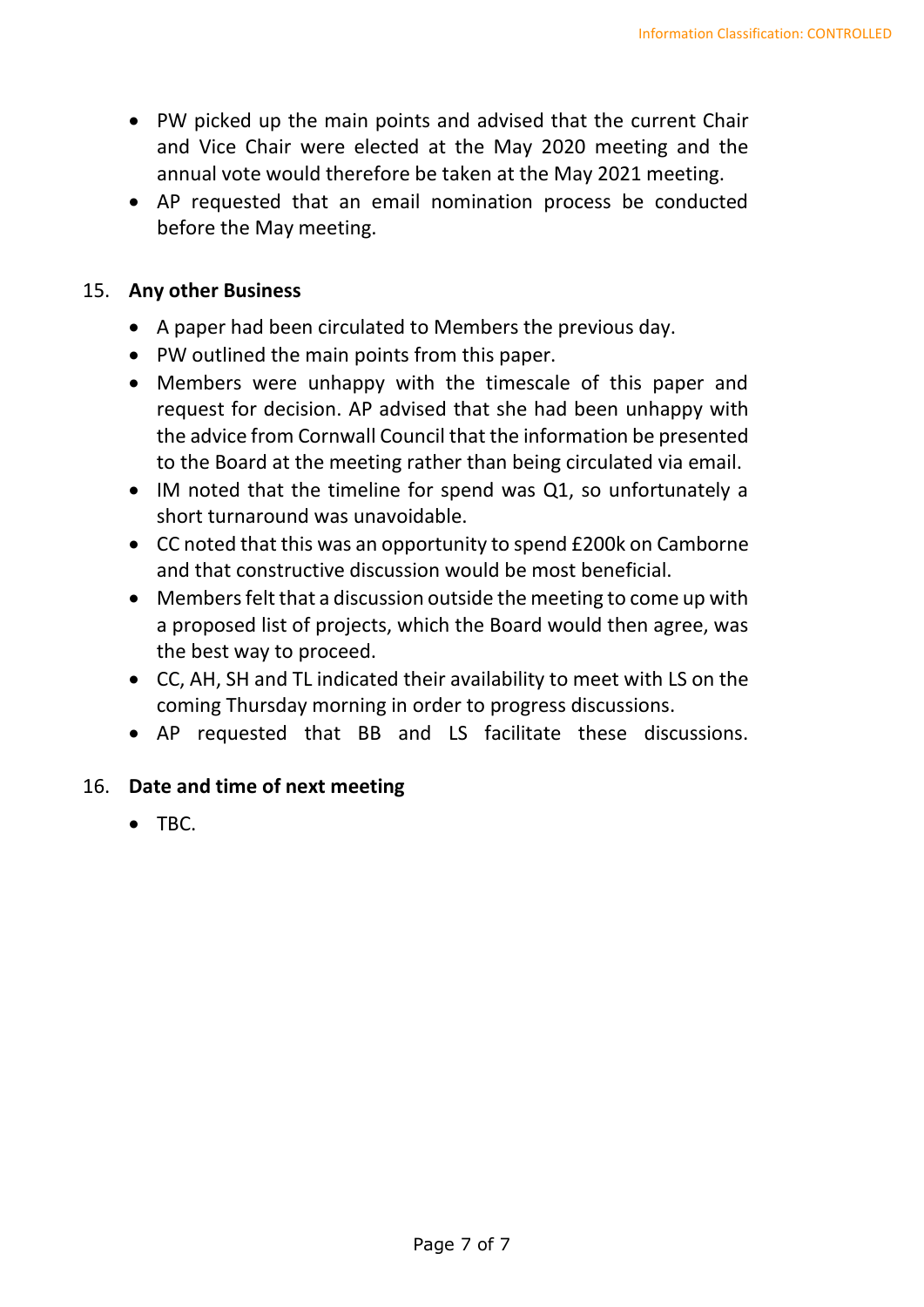- PW picked up the main points and advised that the current Chair and Vice Chair were elected at the May 2020 meeting and the annual vote would therefore be taken at the May 2021 meeting.
- AP requested that an email nomination process be conducted before the May meeting.

15. **Any other Business**

- A paper had been circulated to Members the previous day.
- PW outlined the main points from this paper.
- Members were unhappy with the timescale of this paper and request for decision. AP advised that she had been unhappy with the advice from Cornwall Council that the information be presented to the Board at the meeting rather than being circulated via email.
- IM noted that the timeline for spend was Q1, so unfortunately a short turnaround was unavoidable.
- CC noted that this was an opportunity to spend £200k on Camborne and that constructive discussion would be most beneficial.
- Members felt that a discussion outside the meeting to come up with a proposed list of projects, which the Board would then agree, was the best way to proceed.
- CC, AH, SH and TL indicated their availability to meet with LS on the coming Thursday morning in order to progress discussions.
- AP requested that BB and LS facilitate these discussions.

16. **Date and time of next meeting**

- TBC.